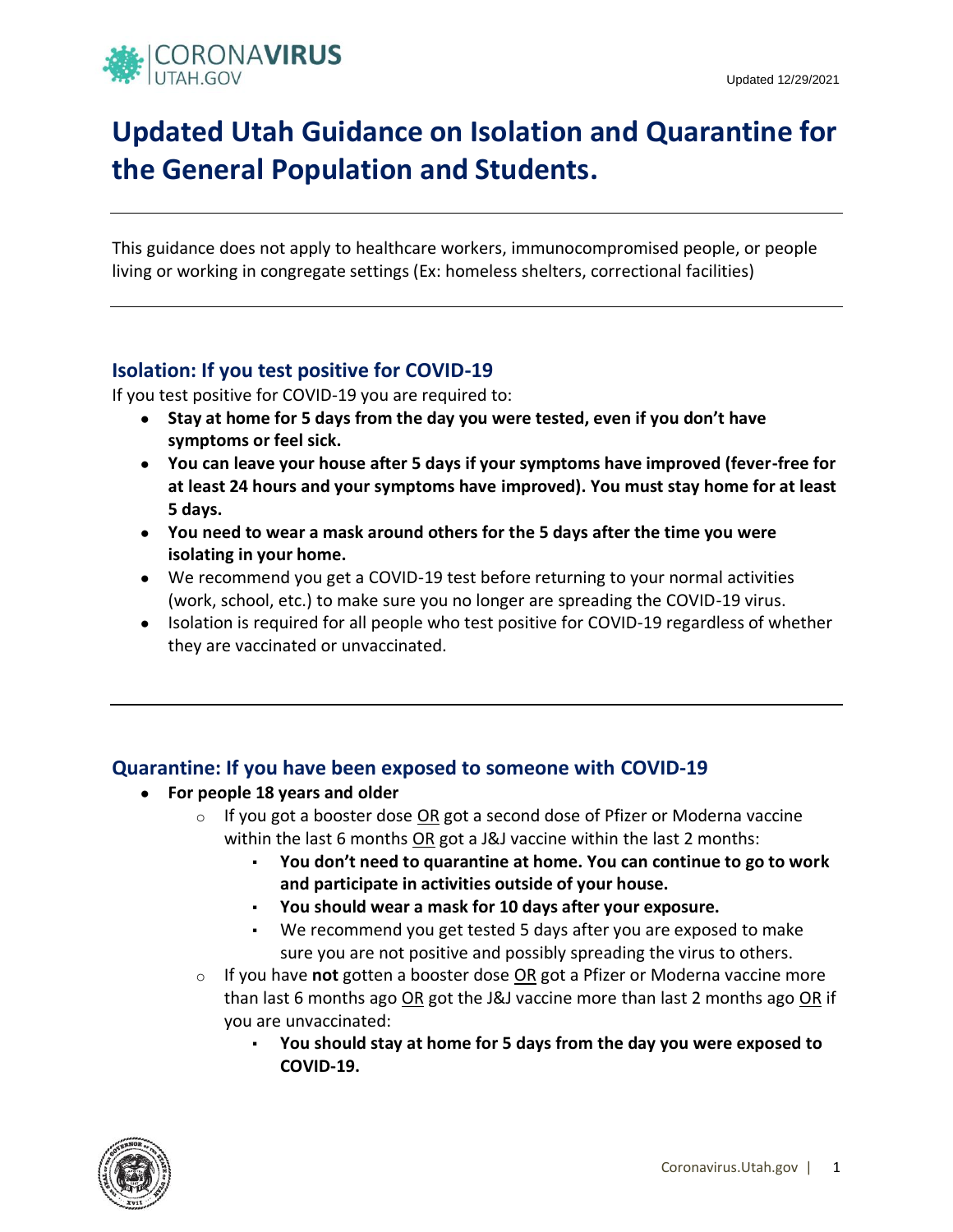Updated 12/29/2021

# Updated Utah Guidance on Isolation and Quarantine for the General Population and Students.

This guidance does not apply to healthcare workers, immunocompromised people, or people living or working in congregate settings (Ex: homeless shelters, correctional facilities)

## Isolation: If you test positive for COVID-19

If you test positive for COVID-19 you are required to:

- **Stay at home for 5 days from the day you were tested, even if you don't have symptoms or feel sick.**
- **You can leave your house after 5 days if your symptoms have improved (fever-free for at least 24 hours and your symptoms have improved). You must stay home for at least 5 days.**
- **You need to wear a mask around others for the 5 days after the time you were isolating in your home.**
- We recommend you get a COVID-19 test before returning to your normal activities (work, school, etc.) to make sure you no longer are spreading the COVID-19 virus.
- Isolation is required for all people who test positive for COVID-19 regardless of whether they are vaccinated or unvaccinated.

## Quarantine: If you have been exposed to someone with COVID-19

- **For people 18 years and older**
  - If you got a booster dose <u>OR</u> got a second dose of Pfizer or Moderna vaccine within the last 6 months <u>OR</u> got a J&J vaccine within the last 2 months:
    - **You don't need to quarantine at home. You can continue to go to work and participate in activities outside of your house.**
    - **You should wear a mask for 10 days after your exposure.**
    - We recommend you get tested 5 days after you are exposed to make sure you are not positive and possibly spreading the virus to others.
  - If you have **not** gotten a booster dose <u>OR</u> got a Pfizer or Moderna vaccine more than last 6 months ago <u>OR</u> got the J&J vaccine more than last 2 months ago <u>OR</u> if you are unvaccinated:
    - **You should stay at home for 5 days from the day you were exposed to COVID-19.**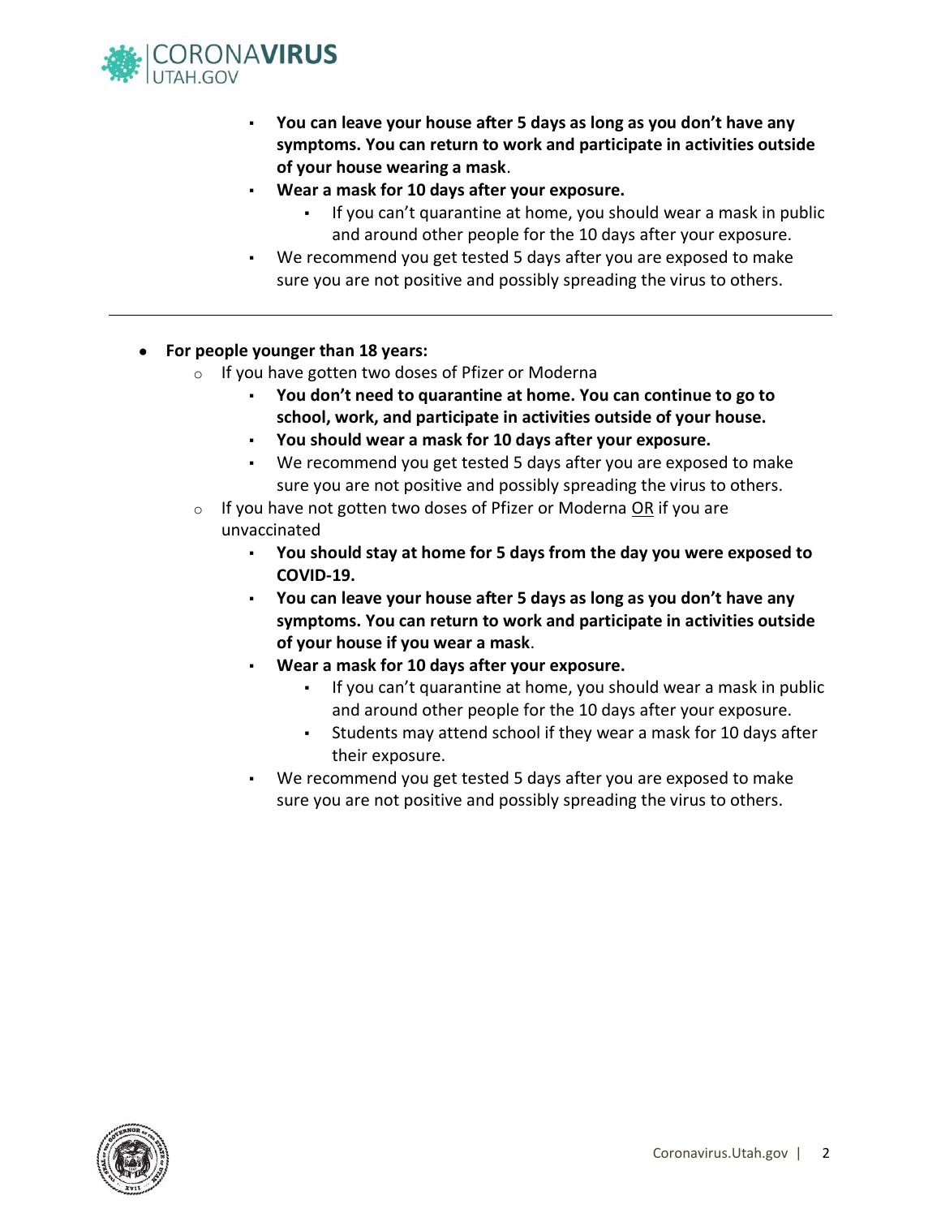- **You can leave your house after 5 days as long as you don't have any symptoms. You can return to work and participate in activities outside of your house wearing a mask**.
        - **Wear a mask for 10 days after your exposure.**
            - If you can't quarantine at home, you should wear a mask in public and around other people for the 10 days after your exposure.
        - We recommend you get tested 5 days after you are exposed to make sure you are not positive and possibly spreading the virus to others.

---

- **For people younger than 18 years:**
    - If you have gotten two doses of Pfizer or Moderna
        - **You don't need to quarantine at home. You can continue to go to school, work, and participate in activities outside of your house.**
        - **You should wear a mask for 10 days after your exposure.**
        - We recommend you get tested 5 days after you are exposed to make sure you are not positive and possibly spreading the virus to others.
    - If you have not gotten two doses of Pfizer or Moderna <u>OR</u> if you are unvaccinated
        - **You should stay at home for 5 days from the day you were exposed to COVID-19.**
        - **You can leave your house after 5 days as long as you don't have any symptoms. You can return to work and participate in activities outside of your house if you wear a mask**.
        - **Wear a mask for 10 days after your exposure.**
            - If you can't quarantine at home, you should wear a mask in public and around other people for the 10 days after your exposure.
            - Students may attend school if they wear a mask for 10 days after their exposure.
        - We recommend you get tested 5 days after you are exposed to make sure you are not positive and possibly spreading the virus to others.